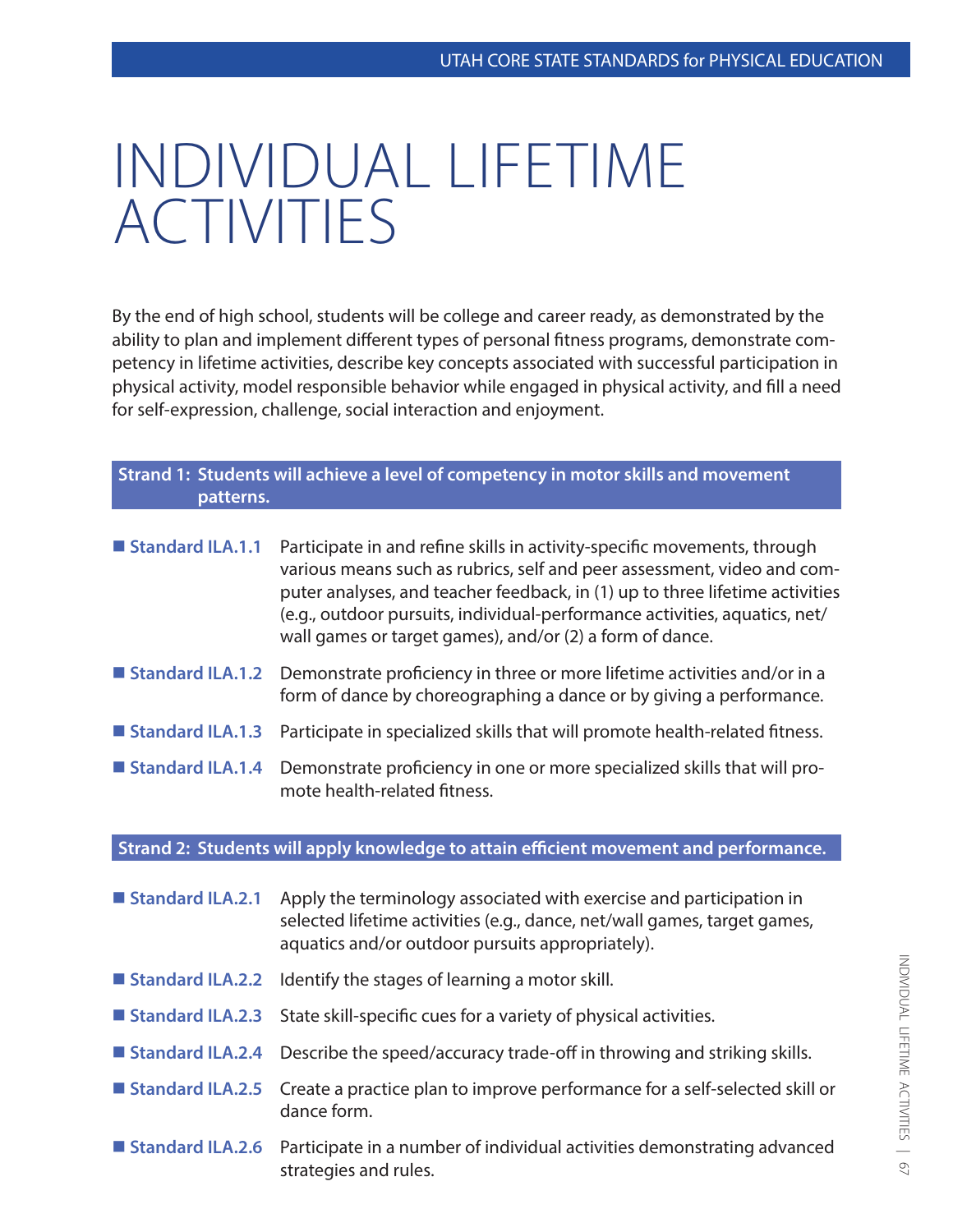# INDIVIDUAL LIFETIME ACTIVITIES

By the end of high school, students will be college and career ready, as demonstrated by the ability to plan and implement different types of personal fitness programs, demonstrate competency in lifetime activities, describe key concepts associated with successful participation in physical activity, model responsible behavior while engaged in physical activity, and fill a need for self-expression, challenge, social interaction and enjoyment.

## Strand 1: Students will achieve a level of competency in motor skills and movement patterns.

- **Standard ILA.1.1** Participate in and refine skills in activity-specific movements, through various means such as rubrics, self and peer assessment, video and computer analyses, and teacher feedback, in (1) up to three lifetime activities (e.g., outdoor pursuits, individual-performance activities, aquatics, net/wall games or target games), and/or (2) a form of dance.
- **Standard ILA.1.2** Demonstrate proficiency in three or more lifetime activities and/or in a form of dance by choreographing a dance or by giving a performance.
- **Standard ILA.1.3** Participate in specialized skills that will promote health-related fitness.
- **Standard ILA.1.4** Demonstrate proficiency in one or more specialized skills that will promote health-related fitness.

## Strand 2: Students will apply knowledge to attain efficient movement and performance.

- **Standard ILA.2.1** Apply the terminology associated with exercise and participation in selected lifetime activities (e.g., dance, net/wall games, target games, aquatics and/or outdoor pursuits appropriately).
- **Standard ILA.2.2** Identify the stages of learning a motor skill.
- **Standard ILA.2.3** State skill-specific cues for a variety of physical activities.
- **Standard ILA.2.4** Describe the speed/accuracy trade-off in throwing and striking skills.
- **Standard ILA.2.5** Create a practice plan to improve performance for a self-selected skill or dance form.
- **Standard ILA.2.6** Participate in a number of individual activities demonstrating advanced strategies and rules.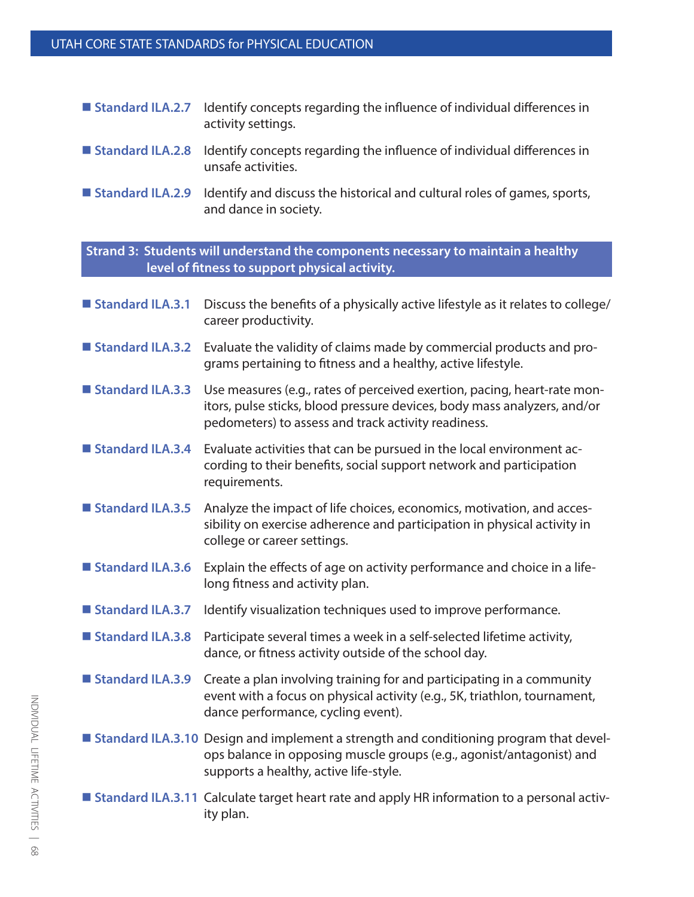- **Standard ILA.2.7** Identify concepts regarding the influence of individual differences in activity settings.
- **Standard ILA.2.8** Identify concepts regarding the influence of individual differences in unsafe activities.
- **Standard ILA.2.9** Identify and discuss the historical and cultural roles of games, sports, and dance in society.

## Strand 3: Students will understand the components necessary to maintain a healthy level of fitness to support physical activity.

- **Standard ILA.3.1** Discuss the benefits of a physically active lifestyle as it relates to college/career productivity.
- **Standard ILA.3.2** Evaluate the validity of claims made by commercial products and programs pertaining to fitness and a healthy, active lifestyle.
- **Standard ILA.3.3** Use measures (e.g., rates of perceived exertion, pacing, heart-rate monitors, pulse sticks, blood pressure devices, body mass analyzers, and/or pedometers) to assess and track activity readiness.
- **Standard ILA.3.4** Evaluate activities that can be pursued in the local environment according to their benefits, social support network and participation requirements.
- **Standard ILA.3.5** Analyze the impact of life choices, economics, motivation, and accessibility on exercise adherence and participation in physical activity in college or career settings.
- **Standard ILA.3.6** Explain the effects of age on activity performance and choice in a lifelong fitness and activity plan.
- **Standard ILA.3.7** Identify visualization techniques used to improve performance.
- **Standard ILA.3.8** Participate several times a week in a self-selected lifetime activity, dance, or fitness activity outside of the school day.
- **Standard ILA.3.9** Create a plan involving training for and participating in a community event with a focus on physical activity (e.g., 5K, triathlon, tournament, dance performance, cycling event).
- **Standard ILA.3.10** Design and implement a strength and conditioning program that develops balance in opposing muscle groups (e.g., agonist/antagonist) and supports a healthy, active life-style.
- **Standard ILA.3.11** Calculate target heart rate and apply HR information to a personal activity plan.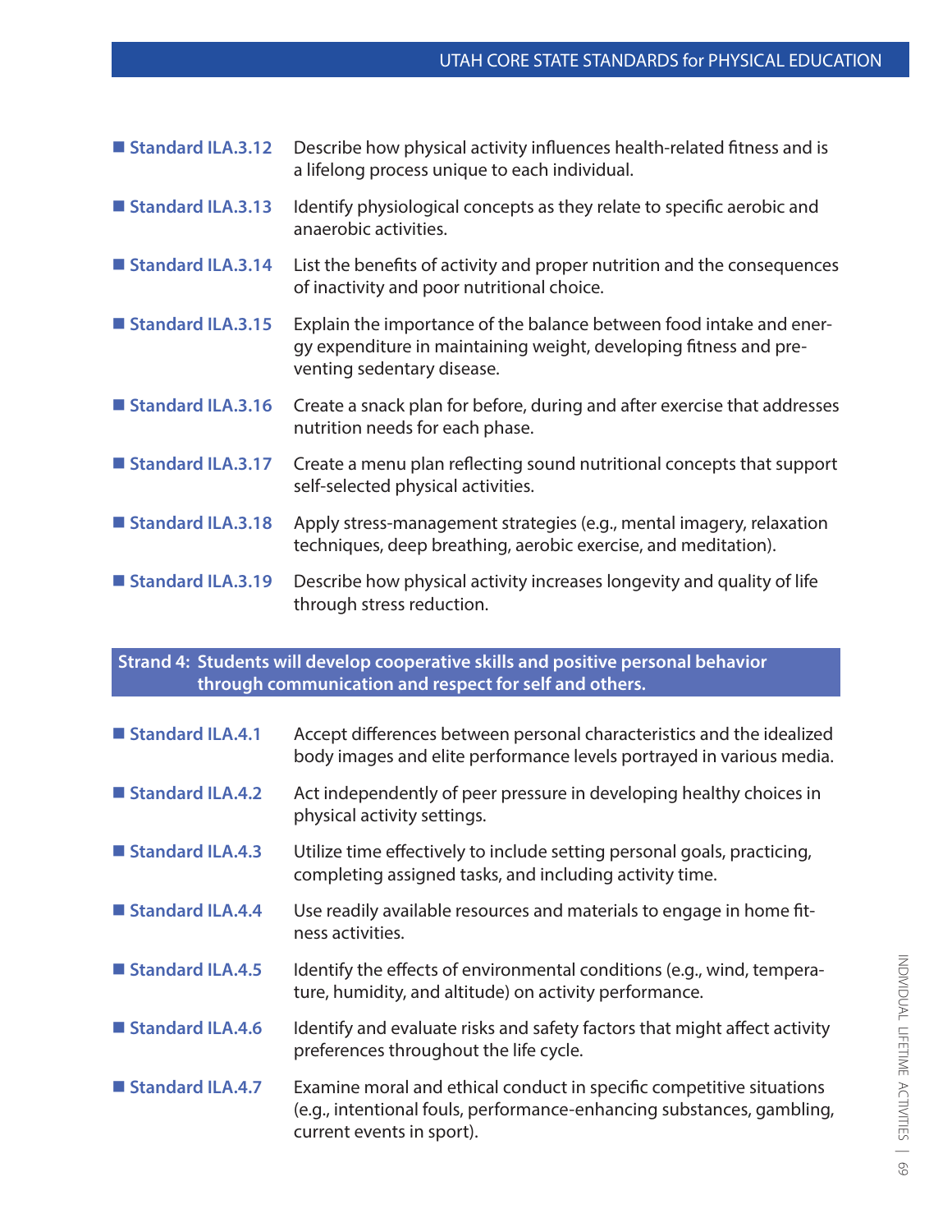- **Standard ILA.3.12** Describe how physical activity influences health-related fitness and is a lifelong process unique to each individual.
- **Standard ILA.3.13** Identify physiological concepts as they relate to specific aerobic and anaerobic activities.
- **Standard ILA.3.14** List the benefits of activity and proper nutrition and the consequences of inactivity and poor nutritional choice.
- **Standard ILA.3.15** Explain the importance of the balance between food intake and energy expenditure in maintaining weight, developing fitness and preventing sedentary disease.
- **Standard ILA.3.16** Create a snack plan for before, during and after exercise that addresses nutrition needs for each phase.
- **Standard ILA.3.17** Create a menu plan reflecting sound nutritional concepts that support self-selected physical activities.
- **Standard ILA.3.18** Apply stress-management strategies (e.g., mental imagery, relaxation techniques, deep breathing, aerobic exercise, and meditation).
- **Standard ILA.3.19** Describe how physical activity increases longevity and quality of life through stress reduction.

## Strand 4: Students will develop cooperative skills and positive personal behavior through communication and respect for self and others.

- **Standard ILA.4.1** Accept differences between personal characteristics and the idealized body images and elite performance levels portrayed in various media.
- **Standard ILA.4.2** Act independently of peer pressure in developing healthy choices in physical activity settings.
- **Standard ILA.4.3** Utilize time effectively to include setting personal goals, practicing, completing assigned tasks, and including activity time.
- **Standard ILA.4.4** Use readily available resources and materials to engage in home fitness activities.
- **Standard ILA.4.5** Identify the effects of environmental conditions (e.g., wind, temperature, humidity, and altitude) on activity performance.
- **Standard ILA.4.6** Identify and evaluate risks and safety factors that might affect activity preferences throughout the life cycle.
- **Standard ILA.4.7** Examine moral and ethical conduct in specific competitive situations (e.g., intentional fouls, performance-enhancing substances, gambling, current events in sport).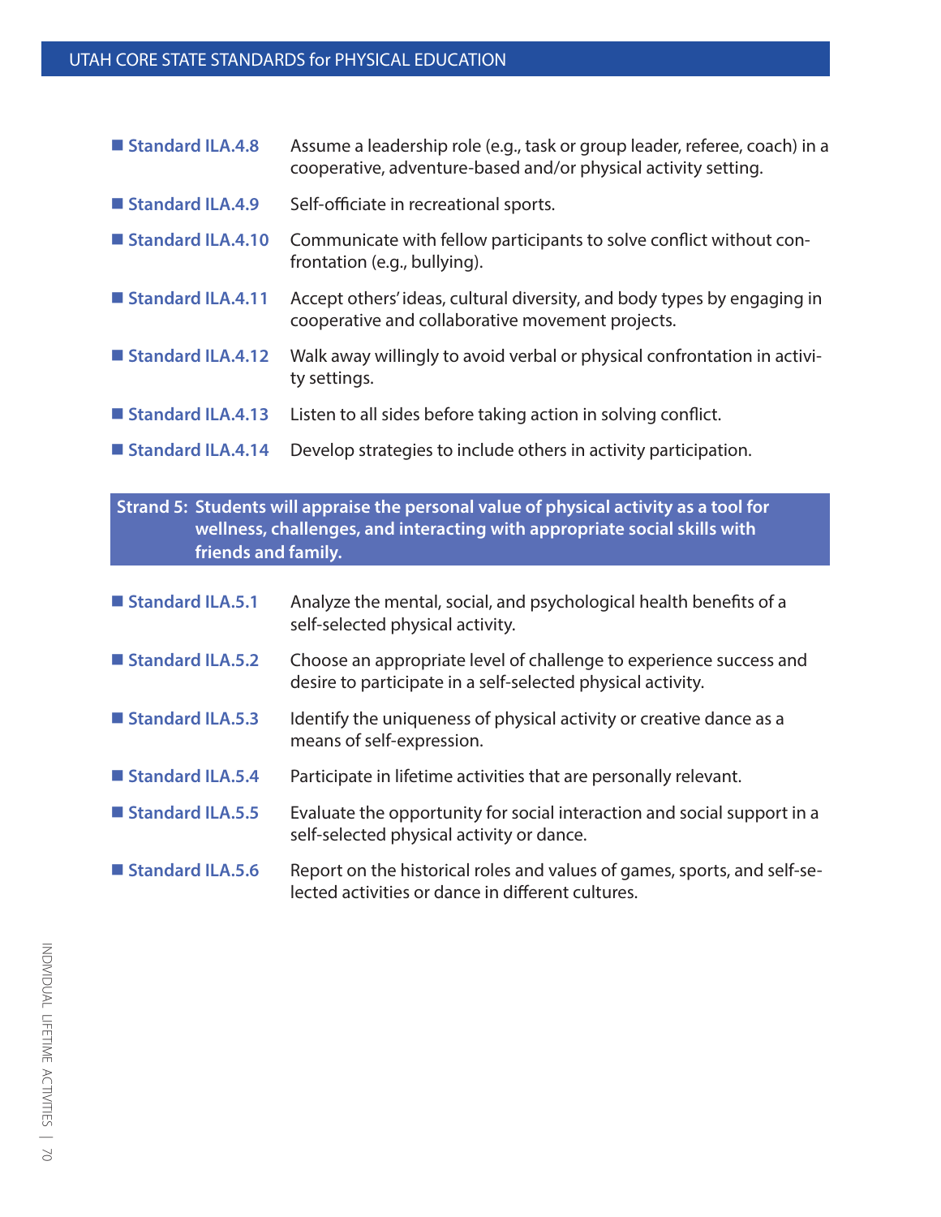- **Standard ILA.4.8** Assume a leadership role (e.g., task or group leader, referee, coach) in a cooperative, adventure-based and/or physical activity setting.
- **Standard ILA.4.9** Self-officiate in recreational sports.
- **Standard ILA.4.10** Communicate with fellow participants to solve conflict without confrontation (e.g., bullying).
- **Standard ILA.4.11** Accept others' ideas, cultural diversity, and body types by engaging in cooperative and collaborative movement projects.
- **Standard ILA.4.12** Walk away willingly to avoid verbal or physical confrontation in activity settings.
- **Standard ILA.4.13** Listen to all sides before taking action in solving conflict.
- **Standard ILA.4.14** Develop strategies to include others in activity participation.

## Strand 5: Students will appraise the personal value of physical activity as a tool for wellness, challenges, and interacting with appropriate social skills with friends and family.

- **Standard ILA.5.1** Analyze the mental, social, and psychological health benefits of a self-selected physical activity.
- **Standard ILA.5.2** Choose an appropriate level of challenge to experience success and desire to participate in a self-selected physical activity.
- **Standard ILA.5.3** Identify the uniqueness of physical activity or creative dance as a means of self-expression.
- **Standard ILA.5.4** Participate in lifetime activities that are personally relevant.
- **Standard ILA.5.5** Evaluate the opportunity for social interaction and social support in a self-selected physical activity or dance.
- **Standard ILA.5.6** Report on the historical roles and values of games, sports, and self-selected activities or dance in different cultures.